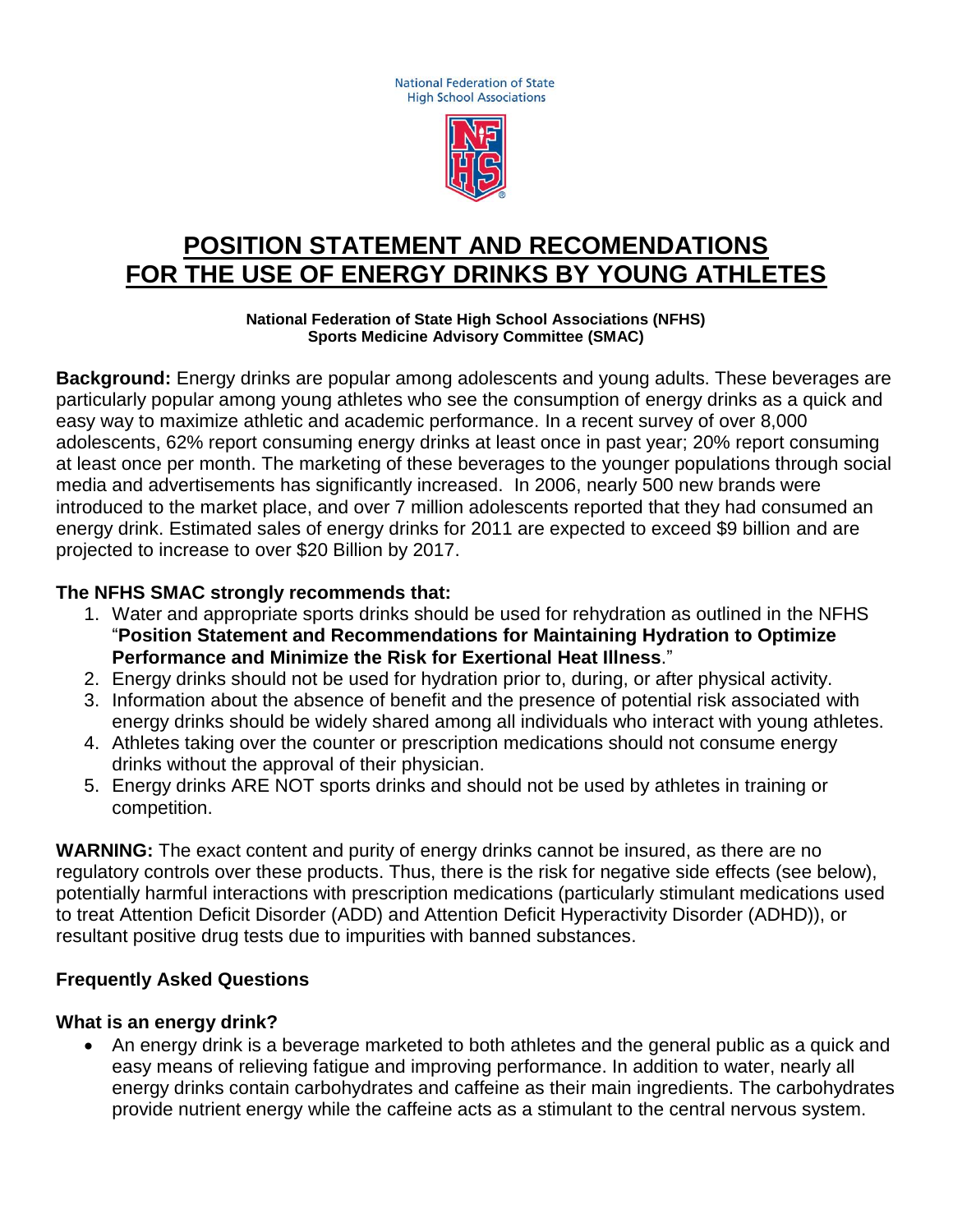National Federation of State High School Associations

# POSITION STATEMENT AND RECOMENDATIONS FOR THE USE OF ENERGY DRINKS BY YOUNG ATHLETES

**National Federation of State High School Associations (NFHS)**
**Sports Medicine Advisory Committee (SMAC)**

**Background:** Energy drinks are popular among adolescents and young adults. These beverages are particularly popular among young athletes who see the consumption of energy drinks as a quick and easy way to maximize athletic and academic performance. In a recent survey of over 8,000 adolescents, 62% report consuming energy drinks at least once in past year; 20% report consuming at least once per month. The marketing of these beverages to the younger populations through social media and advertisements has significantly increased. In 2006, nearly 500 new brands were introduced to the market place, and over 7 million adolescents reported that they had consumed an energy drink. Estimated sales of energy drinks for 2011 are expected to exceed $9 billion and are projected to increase to over $20 Billion by 2017.

**The NFHS SMAC strongly recommends that:**

1. Water and appropriate sports drinks should be used for rehydration as outlined in the NFHS "**Position Statement and Recommendations for Maintaining Hydration to Optimize Performance and Minimize the Risk for Exertional Heat Illness**."
2. Energy drinks should not be used for hydration prior to, during, or after physical activity.
3. Information about the absence of benefit and the presence of potential risk associated with energy drinks should be widely shared among all individuals who interact with young athletes.
4. Athletes taking over the counter or prescription medications should not consume energy drinks without the approval of their physician.
5. Energy drinks ARE NOT sports drinks and should not be used by athletes in training or competition.

**WARNING:** The exact content and purity of energy drinks cannot be insured, as there are no regulatory controls over these products. Thus, there is the risk for negative side effects (see below), potentially harmful interactions with prescription medications (particularly stimulant medications used to treat Attention Deficit Disorder (ADD) and Attention Deficit Hyperactivity Disorder (ADHD)), or resultant positive drug tests due to impurities with banned substances.

## Frequently Asked Questions

### What is an energy drink?

- An energy drink is a beverage marketed to both athletes and the general public as a quick and easy means of relieving fatigue and improving performance. In addition to water, nearly all energy drinks contain carbohydrates and caffeine as their main ingredients. The carbohydrates provide nutrient energy while the caffeine acts as a stimulant to the central nervous system.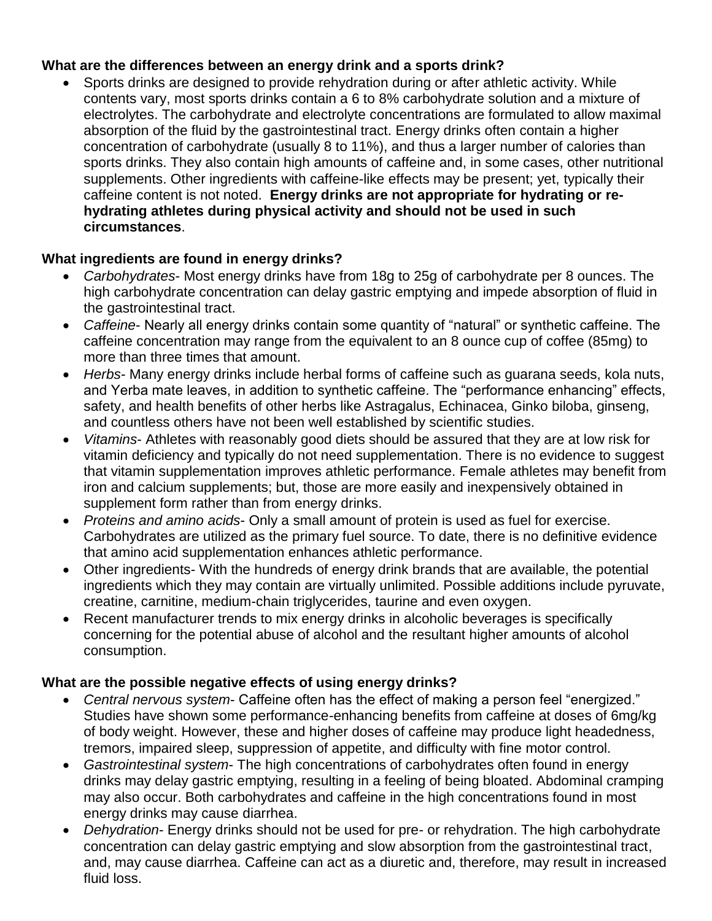**What are the differences between an energy drink and a sports drink?**

- Sports drinks are designed to provide rehydration during or after athletic activity. While contents vary, most sports drinks contain a 6 to 8% carbohydrate solution and a mixture of electrolytes. The carbohydrate and electrolyte concentrations are formulated to allow maximal absorption of the fluid by the gastrointestinal tract. Energy drinks often contain a higher concentration of carbohydrate (usually 8 to 11%), and thus a larger number of calories than sports drinks. They also contain high amounts of caffeine and, in some cases, other nutritional supplements. Other ingredients with caffeine-like effects may be present; yet, typically their caffeine content is not noted. **Energy drinks are not appropriate for hydrating or re-hydrating athletes during physical activity and should not be used in such circumstances**.

**What ingredients are found in energy drinks?**

- *Carbohydrates*- Most energy drinks have from 18g to 25g of carbohydrate per 8 ounces. The high carbohydrate concentration can delay gastric emptying and impede absorption of fluid in the gastrointestinal tract.
- *Caffeine*- Nearly all energy drinks contain some quantity of "natural" or synthetic caffeine. The caffeine concentration may range from the equivalent to an 8 ounce cup of coffee (85mg) to more than three times that amount.
- *Herbs*- Many energy drinks include herbal forms of caffeine such as guarana seeds, kola nuts, and Yerba mate leaves, in addition to synthetic caffeine. The "performance enhancing" effects, safety, and health benefits of other herbs like Astragalus, Echinacea, Ginko biloba, ginseng, and countless others have not been well established by scientific studies.
- *Vitamins*- Athletes with reasonably good diets should be assured that they are at low risk for vitamin deficiency and typically do not need supplementation. There is no evidence to suggest that vitamin supplementation improves athletic performance. Female athletes may benefit from iron and calcium supplements; but, those are more easily and inexpensively obtained in supplement form rather than from energy drinks.
- *Proteins and amino acids*- Only a small amount of protein is used as fuel for exercise. Carbohydrates are utilized as the primary fuel source. To date, there is no definitive evidence that amino acid supplementation enhances athletic performance.
- Other ingredients- With the hundreds of energy drink brands that are available, the potential ingredients which they may contain are virtually unlimited. Possible additions include pyruvate, creatine, carnitine, medium-chain triglycerides, taurine and even oxygen.
- Recent manufacturer trends to mix energy drinks in alcoholic beverages is specifically concerning for the potential abuse of alcohol and the resultant higher amounts of alcohol consumption.

**What are the possible negative effects of using energy drinks?**

- *Central nervous system*- Caffeine often has the effect of making a person feel "energized." Studies have shown some performance-enhancing benefits from caffeine at doses of 6mg/kg of body weight. However, these and higher doses of caffeine may produce light headedness, tremors, impaired sleep, suppression of appetite, and difficulty with fine motor control.
- *Gastrointestinal system*- The high concentrations of carbohydrates often found in energy drinks may delay gastric emptying, resulting in a feeling of being bloated. Abdominal cramping may also occur. Both carbohydrates and caffeine in the high concentrations found in most energy drinks may cause diarrhea.
- *Dehydration*- Energy drinks should not be used for pre- or rehydration. The high carbohydrate concentration can delay gastric emptying and slow absorption from the gastrointestinal tract, and, may cause diarrhea. Caffeine can act as a diuretic and, therefore, may result in increased fluid loss.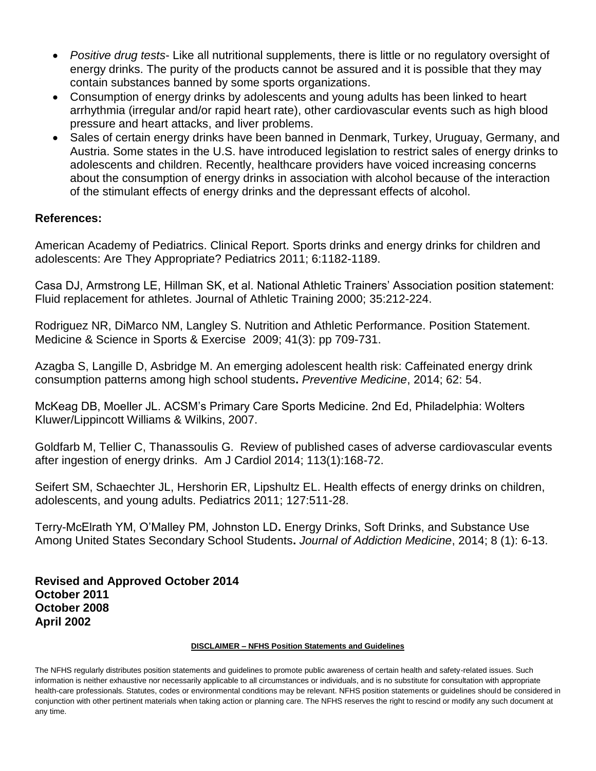- *Positive drug tests*- Like all nutritional supplements, there is little or no regulatory oversight of energy drinks. The purity of the products cannot be assured and it is possible that they may contain substances banned by some sports organizations.
- Consumption of energy drinks by adolescents and young adults has been linked to heart arrhythmia (irregular and/or rapid heart rate), other cardiovascular events such as high blood pressure and heart attacks, and liver problems.
- Sales of certain energy drinks have been banned in Denmark, Turkey, Uruguay, Germany, and Austria. Some states in the U.S. have introduced legislation to restrict sales of energy drinks to adolescents and children. Recently, healthcare providers have voiced increasing concerns about the consumption of energy drinks in association with alcohol because of the interaction of the stimulant effects of energy drinks and the depressant effects of alcohol.

**References:**

American Academy of Pediatrics. Clinical Report. Sports drinks and energy drinks for children and adolescents: Are They Appropriate? Pediatrics 2011; 6:1182-1189.

Casa DJ, Armstrong LE, Hillman SK, et al. National Athletic Trainers' Association position statement: Fluid replacement for athletes. Journal of Athletic Training 2000; 35:212-224.

Rodriguez NR, DiMarco NM, Langley S. Nutrition and Athletic Performance. Position Statement. Medicine & Science in Sports & Exercise 2009; 41(3): pp 709-731.

Azagba S, Langille D, Asbridge M. An emerging adolescent health risk: Caffeinated energy drink consumption patterns among high school students**.** *Preventive Medicine*, 2014; 62: 54.

McKeag DB, Moeller JL. ACSM's Primary Care Sports Medicine. 2nd Ed, Philadelphia: Wolters Kluwer/Lippincott Williams & Wilkins, 2007.

Goldfarb M, Tellier C, Thanassoulis G. Review of published cases of adverse cardiovascular events after ingestion of energy drinks. Am J Cardiol 2014; 113(1):168-72.

Seifert SM, Schaechter JL, Hershorin ER, Lipshultz EL. Health effects of energy drinks on children, adolescents, and young adults. Pediatrics 2011; 127:511-28.

Terry-McElrath YM, O'Malley PM, Johnston LD**.** Energy Drinks, Soft Drinks, and Substance Use Among United States Secondary School Students**.** *Journal of Addiction Medicine*, 2014; 8 (1): 6-13.

**Revised and Approved October 2014**
**October 2011**
**October 2008**
**April 2002**

**DISCLAIMER – NFHS Position Statements and Guidelines**

The NFHS regularly distributes position statements and guidelines to promote public awareness of certain health and safety-related issues. Such information is neither exhaustive nor necessarily applicable to all circumstances or individuals, and is no substitute for consultation with appropriate health-care professionals. Statutes, codes or environmental conditions may be relevant. NFHS position statements or guidelines should be considered in conjunction with other pertinent materials when taking action or planning care. The NFHS reserves the right to rescind or modify any such document at any time.